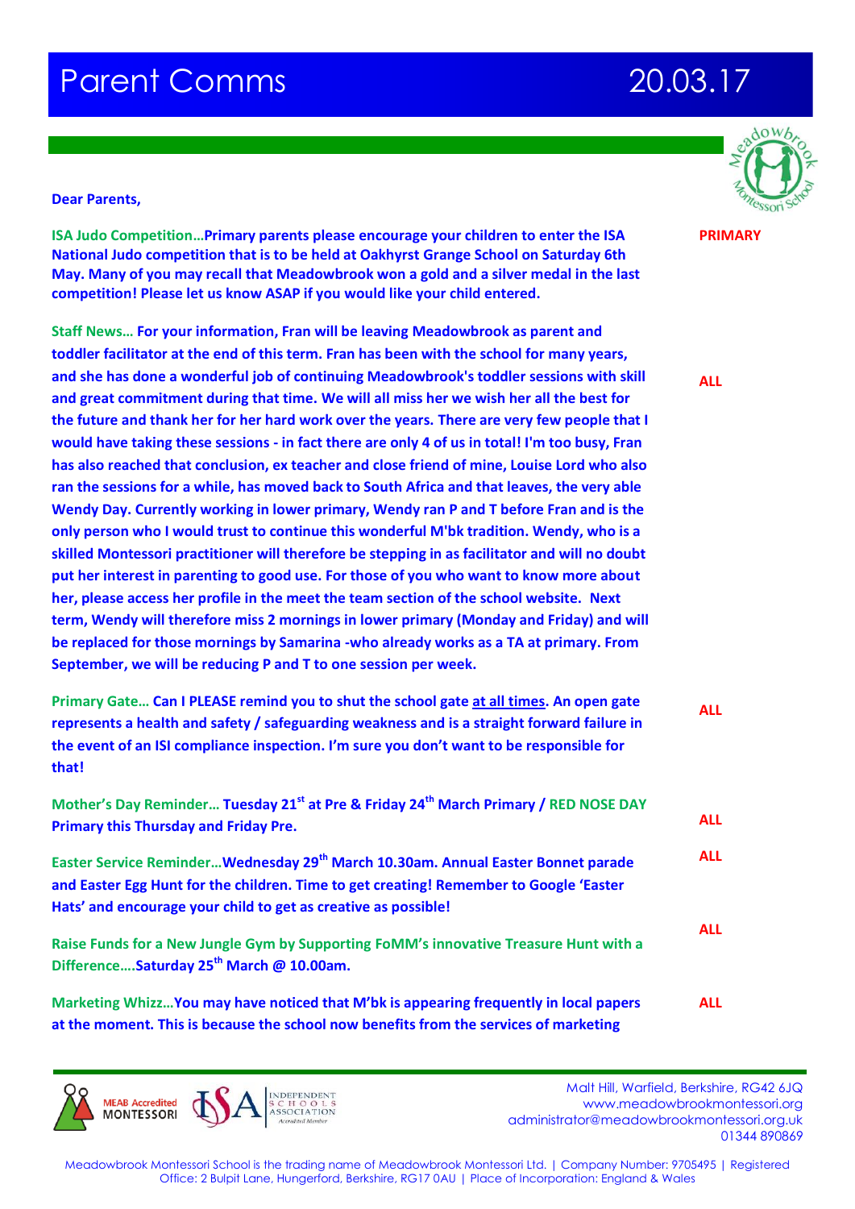# Parent Comms 20.03.17

**Dear Parents,**

**ISA Judo Competition…Primary parents please encourage your children to enter the ISA National Judo competition that is to be held at Oakhyrst Grange School on Saturday 6th May. Many of you may recall that Meadowbrook won a gold and a silver medal in the last competition! Please let us know ASAP if you would like your child entered.** **PRIMARY**

**Staff News… For your information, Fran will be leaving Meadowbrook as parent and toddler facilitator at the end of this term. Fran has been with the school for many years, and she has done a wonderful job of continuing Meadowbrook's toddler sessions with skill and great commitment during that time. We will all miss her we wish her all the best for the future and thank her for her hard work over the years. There are very few people that I would have taking these sessions - in fact there are only 4 of us in total! I'm too busy, Fran has also reached that conclusion, ex teacher and close friend of mine, Louise Lord who also ran the sessions for a while, has moved back to South Africa and that leaves, the very able Wendy Day. Currently working in lower primary, Wendy ran P and T before Fran and is the only person who I would trust to continue this wonderful M'bk tradition. Wendy, who is a skilled Montessori practitioner will therefore be stepping in as facilitator and will no doubt put her interest in parenting to good use. For those of you who want to know more about her, please access her profile in the meet the team section of the school website. Next term, Wendy will therefore miss 2 mornings in lower primary (Monday and Friday) and will be replaced for those mornings by Samarina -who already works as a TA at primary. From September, we will be reducing P and T to one session per week.** **ALL**

**Primary Gate… Can I PLEASE remind you to shut the school gate <u>at all times</u>. An open gate represents a health and safety / safeguarding weakness and is a straight forward failure in the event of an ISI compliance inspection. I'm sure you don't want to be responsible for that!** **ALL**

**Mother's Day Reminder… Tuesday 21st at Pre & Friday 24th March Primary / RED NOSE DAY Primary this Thursday and Friday Pre.** **ALL**

**Easter Service Reminder…Wednesday 29th March 10.30am. Annual Easter Bonnet parade and Easter Egg Hunt for the children. Time to get creating! Remember to Google 'Easter Hats' and encourage your child to get as creative as possible!** **ALL**

**Raise Funds for a New Jungle Gym by Supporting FoMM's innovative Treasure Hunt with a Difference….Saturday 25th March @ 10.00am.** **ALL**

**Marketing Whizz…You may have noticed that M'bk is appearing frequently in local papers at the moment. This is because the school now benefits from the services of marketing** **ALL**

MEAB Accredited MONTESSORI | INDEPENDENT SCHOOLS ASSOCIATION Accredited Member

Malt Hill, Warfield, Berkshire, RG42 6JQ
www.meadowbrookmontessori.org
administrator@meadowbrookmontessori.org.uk
01344 890869

Meadowbrook Montessori School is the trading name of Meadowbrook Montessori Ltd. | Company Number: 9705495 | Registered Office: 2 Bulpit Lane, Hungerford, Berkshire, RG17 0AU | Place of Incorporation: England & Wales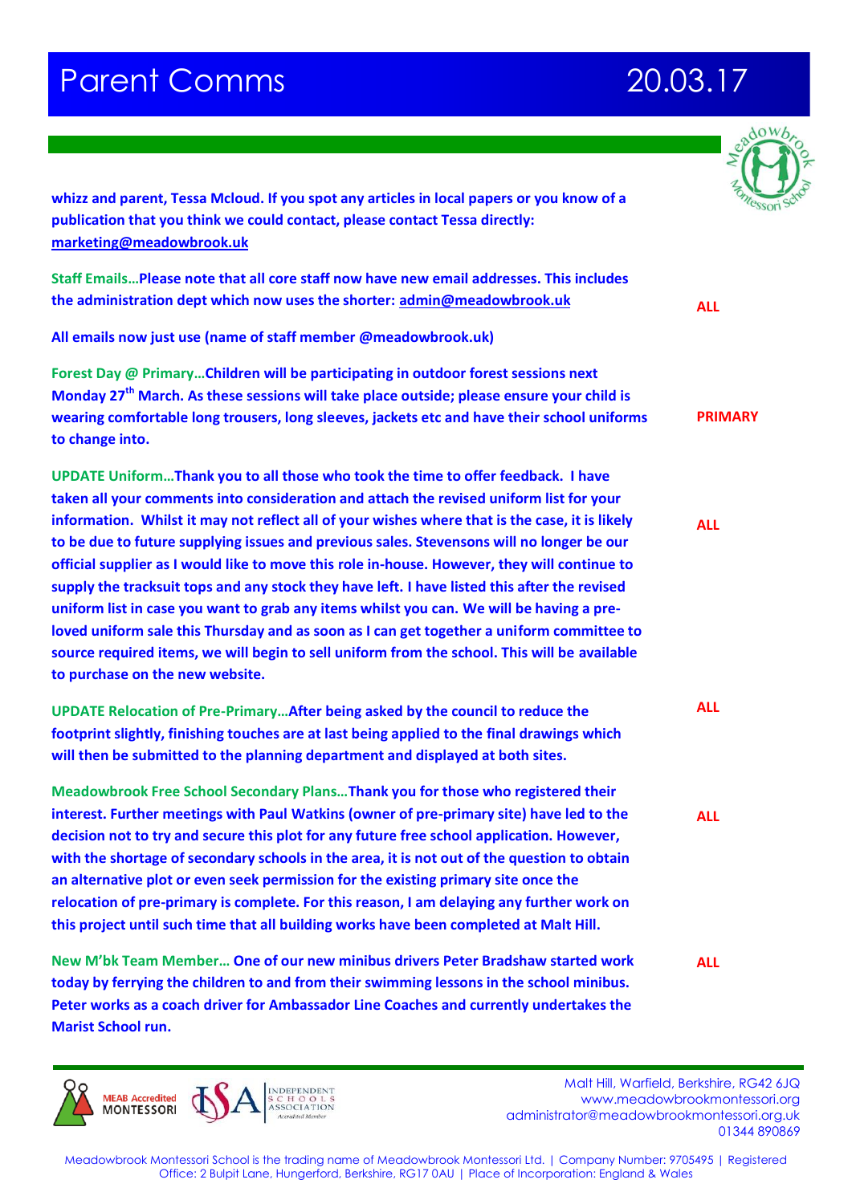whizz and parent, Tessa Mcloud. If you spot any articles in local papers or you know of a publication that you think we could contact, please contact Tessa directly: marketing@meadowbrook.uk

**Staff Emails…** Please note that all core staff now have new email addresses. This includes the administration dept which now uses the shorter: admin@meadowbrook.uk — **ALL**

All emails now just use (name of staff member @meadowbrook.uk)

**Forest Day @ Primary…** Children will be participating in outdoor forest sessions next Monday 27th March. As these sessions will take place outside; please ensure your child is wearing comfortable long trousers, long sleeves, jackets etc and have their school uniforms to change into. — **PRIMARY**

**UPDATE Uniform…** Thank you to all those who took the time to offer feedback. I have taken all your comments into consideration and attach the revised uniform list for your information. Whilst it may not reflect all of your wishes where that is the case, it is likely to be due to future supplying issues and previous sales. Stevensons will no longer be our official supplier as I would like to move this role in-house. However, they will continue to supply the tracksuit tops and any stock they have left. I have listed this after the revised uniform list in case you want to grab any items whilst you can. We will be having a pre-loved uniform sale this Thursday and as soon as I can get together a uniform committee to source required items, we will begin to sell uniform from the school. This will be available to purchase on the new website. — **ALL**

**UPDATE Relocation of Pre-Primary…** After being asked by the council to reduce the footprint slightly, finishing touches are at last being applied to the final drawings which will then be submitted to the planning department and displayed at both sites. — **ALL**

**Meadowbrook Free School Secondary Plans…** Thank you for those who registered their interest. Further meetings with Paul Watkins (owner of pre-primary site) have led to the decision not to try and secure this plot for any future free school application. However, with the shortage of secondary schools in the area, it is not out of the question to obtain an alternative plot or even seek permission for the existing primary site once the relocation of pre-primary is complete. For this reason, I am delaying any further work on this project until such time that all building works have been completed at Malt Hill. — **ALL**

**New M'bk Team Member…** One of our new minibus drivers Peter Bradshaw started work today by ferrying the children to and from their swimming lessons in the school minibus. Peter works as a coach driver for Ambassador Line Coaches and currently undertakes the Marist School run. — **ALL**